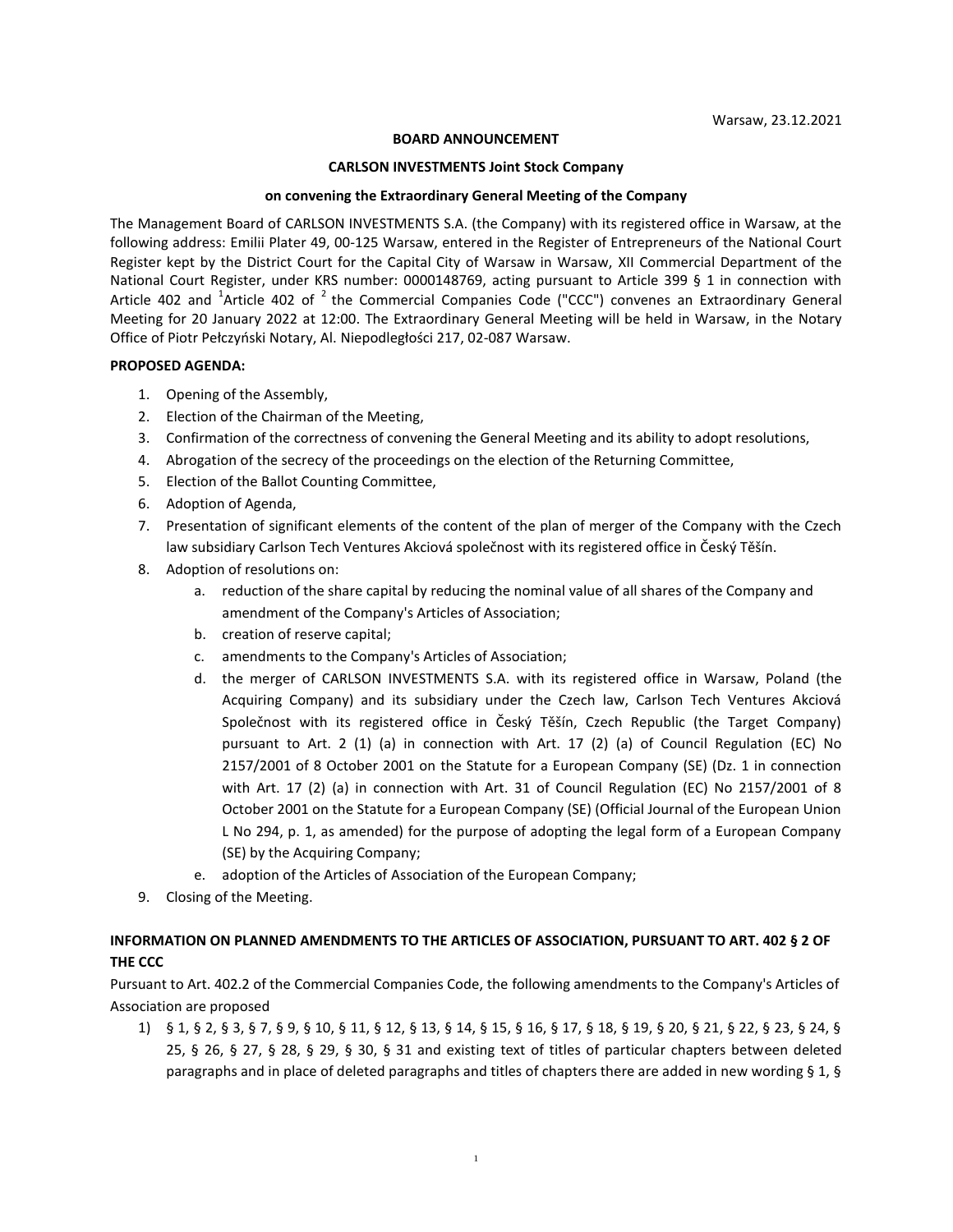Warsaw, 23.12.2021

**BOARD ANNOUNCEMENT**

**CARLSON INVESTMENTS Joint Stock Company**

**on convening the Extraordinary General Meeting of the Company**

The Management Board of CARLSON INVESTMENTS S.A. (the Company) with its registered office in Warsaw, at the following address: Emilii Plater 49, 00-125 Warsaw, entered in the Register of Entrepreneurs of the National Court Register kept by the District Court for the Capital City of Warsaw in Warsaw, XII Commercial Department of the National Court Register, under KRS number: 0000148769, acting pursuant to Article 399 § 1 in connection with Article 402 and [1]Article 402 of [2] the Commercial Companies Code ("CCC") convenes an Extraordinary General Meeting for 20 January 2022 at 12:00. The Extraordinary General Meeting will be held in Warsaw, in the Notary Office of Piotr Pełczyński Notary, Al. Niepodległości 217, 02-087 Warsaw.

**PROPOSED AGENDA:**

1. Opening of the Assembly,
2. Election of the Chairman of the Meeting,
3. Confirmation of the correctness of convening the General Meeting and its ability to adopt resolutions,
4. Abrogation of the secrecy of the proceedings on the election of the Returning Committee,
5. Election of the Ballot Counting Committee,
6. Adoption of Agenda,
7. Presentation of significant elements of the content of the plan of merger of the Company with the Czech law subsidiary Carlson Tech Ventures Akciová společnost with its registered office in Český Těšín.
8. Adoption of resolutions on:
   a. reduction of the share capital by reducing the nominal value of all shares of the Company and amendment of the Company's Articles of Association;
   b. creation of reserve capital;
   c. amendments to the Company's Articles of Association;
   d. the merger of CARLSON INVESTMENTS S.A. with its registered office in Warsaw, Poland (the Acquiring Company) and its subsidiary under the Czech law, Carlson Tech Ventures Akciová Společnost with its registered office in Český Těšín, Czech Republic (the Target Company) pursuant to Art. 2 (1) (a) in connection with Art. 17 (2) (a) of Council Regulation (EC) No 2157/2001 of 8 October 2001 on the Statute for a European Company (SE) (Dz. 1 in connection with Art. 17 (2) (a) in connection with Art. 31 of Council Regulation (EC) No 2157/2001 of 8 October 2001 on the Statute for a European Company (SE) (Official Journal of the European Union L No 294, p. 1, as amended) for the purpose of adopting the legal form of a European Company (SE) by the Acquiring Company;
   e. adoption of the Articles of Association of the European Company;
9. Closing of the Meeting.

**INFORMATION ON PLANNED AMENDMENTS TO THE ARTICLES OF ASSOCIATION, PURSUANT TO ART. 402 § 2 OF THE CCC**

Pursuant to Art. 402.2 of the Commercial Companies Code, the following amendments to the Company's Articles of Association are proposed

1) § 1, § 2, § 3, § 7, § 9, § 10, § 11, § 12, § 13, § 14, § 15, § 16, § 17, § 18, § 19, § 20, § 21, § 22, § 23, § 24, § 25, § 26, § 27, § 28, § 29, § 30, § 31 and existing text of titles of particular chapters between deleted paragraphs and in place of deleted paragraphs and titles of chapters there are added in new wording § 1, §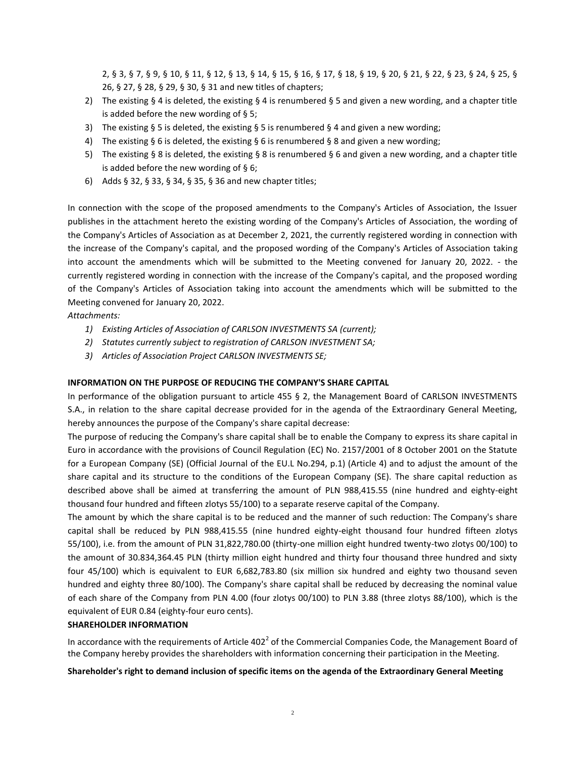2, § 3, § 7, § 9, § 10, § 11, § 12, § 13, § 14, § 15, § 16, § 17, § 18, § 19, § 20, § 21, § 22, § 23, § 24, § 25, § 26, § 27, § 28, § 29, § 30, § 31 and new titles of chapters;

2) The existing § 4 is deleted, the existing § 4 is renumbered § 5 and given a new wording, and a chapter title is added before the new wording of § 5;
3) The existing § 5 is deleted, the existing § 5 is renumbered § 4 and given a new wording;
4) The existing § 6 is deleted, the existing § 6 is renumbered § 8 and given a new wording;
5) The existing § 8 is deleted, the existing § 8 is renumbered § 6 and given a new wording, and a chapter title is added before the new wording of § 6;
6) Adds § 32, § 33, § 34, § 35, § 36 and new chapter titles;

In connection with the scope of the proposed amendments to the Company's Articles of Association, the Issuer publishes in the attachment hereto the existing wording of the Company's Articles of Association, the wording of the Company's Articles of Association as at December 2, 2021, the currently registered wording in connection with the increase of the Company's capital, and the proposed wording of the Company's Articles of Association taking into account the amendments which will be submitted to the Meeting convened for January 20, 2022. - the currently registered wording in connection with the increase of the Company's capital, and the proposed wording of the Company's Articles of Association taking into account the amendments which will be submitted to the Meeting convened for January 20, 2022.

*Attachments:*

1) *Existing Articles of Association of CARLSON INVESTMENTS SA (current);*
2) *Statutes currently subject to registration of CARLSON INVESTMENT SA;*
3) *Articles of Association Project CARLSON INVESTMENTS SE;*

**INFORMATION ON THE PURPOSE OF REDUCING THE COMPANY'S SHARE CAPITAL**

In performance of the obligation pursuant to article 455 § 2, the Management Board of CARLSON INVESTMENTS S.A., in relation to the share capital decrease provided for in the agenda of the Extraordinary General Meeting, hereby announces the purpose of the Company's share capital decrease:

The purpose of reducing the Company's share capital shall be to enable the Company to express its share capital in Euro in accordance with the provisions of Council Regulation (EC) No. 2157/2001 of 8 October 2001 on the Statute for a European Company (SE) (Official Journal of the EU.L No.294, p.1) (Article 4) and to adjust the amount of the share capital and its structure to the conditions of the European Company (SE). The share capital reduction as described above shall be aimed at transferring the amount of PLN 988,415.55 (nine hundred and eighty-eight thousand four hundred and fifteen zlotys 55/100) to a separate reserve capital of the Company.

The amount by which the share capital is to be reduced and the manner of such reduction: The Company's share capital shall be reduced by PLN 988,415.55 (nine hundred eighty-eight thousand four hundred fifteen zlotys 55/100), i.e. from the amount of PLN 31,822,780.00 (thirty-one million eight hundred twenty-two zlotys 00/100) to the amount of 30.834,364.45 PLN (thirty million eight hundred and thirty four thousand three hundred and sixty four 45/100) which is equivalent to EUR 6,682,783.80 (six million six hundred and eighty two thousand seven hundred and eighty three 80/100). The Company's share capital shall be reduced by decreasing the nominal value of each share of the Company from PLN 4.00 (four zlotys 00/100) to PLN 3.88 (three zlotys 88/100), which is the equivalent of EUR 0.84 (eighty-four euro cents).

**SHAREHOLDER INFORMATION**

In accordance with the requirements of Article 402[2] of the Commercial Companies Code, the Management Board of the Company hereby provides the shareholders with information concerning their participation in the Meeting.

**Shareholder's right to demand inclusion of specific items on the agenda of the Extraordinary General Meeting**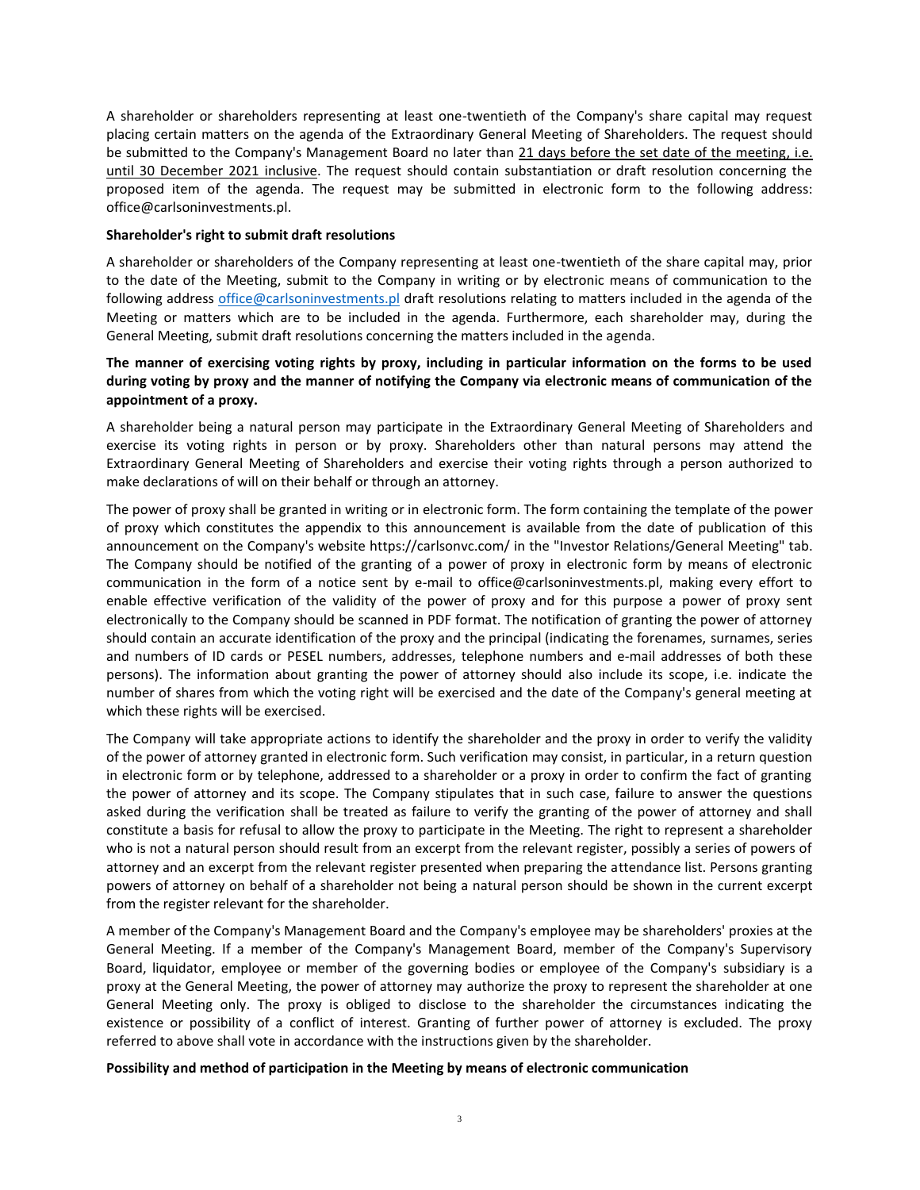A shareholder or shareholders representing at least one-twentieth of the Company's share capital may request placing certain matters on the agenda of the Extraordinary General Meeting of Shareholders. The request should be submitted to the Company's Management Board no later than 21 days before the set date of the meeting, i.e. until 30 December 2021 inclusive. The request should contain substantiation or draft resolution concerning the proposed item of the agenda. The request may be submitted in electronic form to the following address: office@carlsoninvestments.pl.

**Shareholder's right to submit draft resolutions**

A shareholder or shareholders of the Company representing at least one-twentieth of the share capital may, prior to the date of the Meeting, submit to the Company in writing or by electronic means of communication to the following address office@carlsoninvestments.pl draft resolutions relating to matters included in the agenda of the Meeting or matters which are to be included in the agenda. Furthermore, each shareholder may, during the General Meeting, submit draft resolutions concerning the matters included in the agenda.

**The manner of exercising voting rights by proxy, including in particular information on the forms to be used during voting by proxy and the manner of notifying the Company via electronic means of communication of the appointment of a proxy.**

A shareholder being a natural person may participate in the Extraordinary General Meeting of Shareholders and exercise its voting rights in person or by proxy. Shareholders other than natural persons may attend the Extraordinary General Meeting of Shareholders and exercise their voting rights through a person authorized to make declarations of will on their behalf or through an attorney.

The power of proxy shall be granted in writing or in electronic form. The form containing the template of the power of proxy which constitutes the appendix to this announcement is available from the date of publication of this announcement on the Company's website https://carlsonvc.com/ in the "Investor Relations/General Meeting" tab. The Company should be notified of the granting of a power of proxy in electronic form by means of electronic communication in the form of a notice sent by e-mail to office@carlsoninvestments.pl, making every effort to enable effective verification of the validity of the power of proxy and for this purpose a power of proxy sent electronically to the Company should be scanned in PDF format. The notification of granting the power of attorney should contain an accurate identification of the proxy and the principal (indicating the forenames, surnames, series and numbers of ID cards or PESEL numbers, addresses, telephone numbers and e-mail addresses of both these persons). The information about granting the power of attorney should also include its scope, i.e. indicate the number of shares from which the voting right will be exercised and the date of the Company's general meeting at which these rights will be exercised.

The Company will take appropriate actions to identify the shareholder and the proxy in order to verify the validity of the power of attorney granted in electronic form. Such verification may consist, in particular, in a return question in electronic form or by telephone, addressed to a shareholder or a proxy in order to confirm the fact of granting the power of attorney and its scope. The Company stipulates that in such case, failure to answer the questions asked during the verification shall be treated as failure to verify the granting of the power of attorney and shall constitute a basis for refusal to allow the proxy to participate in the Meeting. The right to represent a shareholder who is not a natural person should result from an excerpt from the relevant register, possibly a series of powers of attorney and an excerpt from the relevant register presented when preparing the attendance list. Persons granting powers of attorney on behalf of a shareholder not being a natural person should be shown in the current excerpt from the register relevant for the shareholder.

A member of the Company's Management Board and the Company's employee may be shareholders' proxies at the General Meeting. If a member of the Company's Management Board, member of the Company's Supervisory Board, liquidator, employee or member of the governing bodies or employee of the Company's subsidiary is a proxy at the General Meeting, the power of attorney may authorize the proxy to represent the shareholder at one General Meeting only. The proxy is obliged to disclose to the shareholder the circumstances indicating the existence or possibility of a conflict of interest. Granting of further power of attorney is excluded. The proxy referred to above shall vote in accordance with the instructions given by the shareholder.

**Possibility and method of participation in the Meeting by means of electronic communication**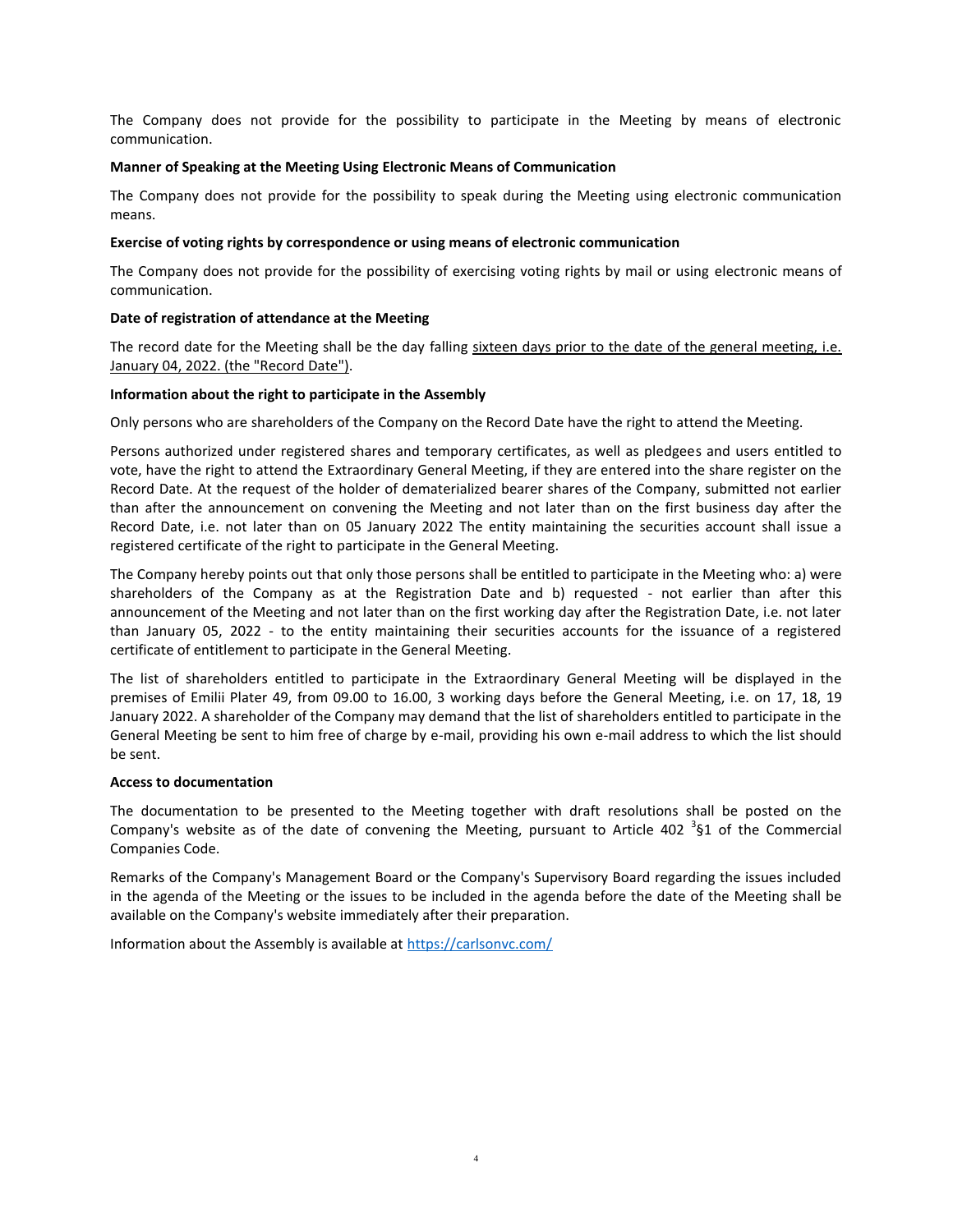The Company does not provide for the possibility to participate in the Meeting by means of electronic communication.

**Manner of Speaking at the Meeting Using Electronic Means of Communication**

The Company does not provide for the possibility to speak during the Meeting using electronic communication means.

**Exercise of voting rights by correspondence or using means of electronic communication**

The Company does not provide for the possibility of exercising voting rights by mail or using electronic means of communication.

**Date of registration of attendance at the Meeting**

The record date for the Meeting shall be the day falling sixteen days prior to the date of the general meeting, i.e. January 04, 2022. (the "Record Date").

**Information about the right to participate in the Assembly**

Only persons who are shareholders of the Company on the Record Date have the right to attend the Meeting.

Persons authorized under registered shares and temporary certificates, as well as pledgees and users entitled to vote, have the right to attend the Extraordinary General Meeting, if they are entered into the share register on the Record Date. At the request of the holder of dematerialized bearer shares of the Company, submitted not earlier than after the announcement on convening the Meeting and not later than on the first business day after the Record Date, i.e. not later than on 05 January 2022 The entity maintaining the securities account shall issue a registered certificate of the right to participate in the General Meeting.

The Company hereby points out that only those persons shall be entitled to participate in the Meeting who: a) were shareholders of the Company as at the Registration Date and b) requested - not earlier than after this announcement of the Meeting and not later than on the first working day after the Registration Date, i.e. not later than January 05, 2022 - to the entity maintaining their securities accounts for the issuance of a registered certificate of entitlement to participate in the General Meeting.

The list of shareholders entitled to participate in the Extraordinary General Meeting will be displayed in the premises of Emilii Plater 49, from 09.00 to 16.00, 3 working days before the General Meeting, i.e. on 17, 18, 19 January 2022. A shareholder of the Company may demand that the list of shareholders entitled to participate in the General Meeting be sent to him free of charge by e-mail, providing his own e-mail address to which the list should be sent.

**Access to documentation**

The documentation to be presented to the Meeting together with draft resolutions shall be posted on the Company's website as of the date of convening the Meeting, pursuant to Article 402 [3]§1 of the Commercial Companies Code.

Remarks of the Company's Management Board or the Company's Supervisory Board regarding the issues included in the agenda of the Meeting or the issues to be included in the agenda before the date of the Meeting shall be available on the Company's website immediately after their preparation.

Information about the Assembly is available at https://carlsonvc.com/